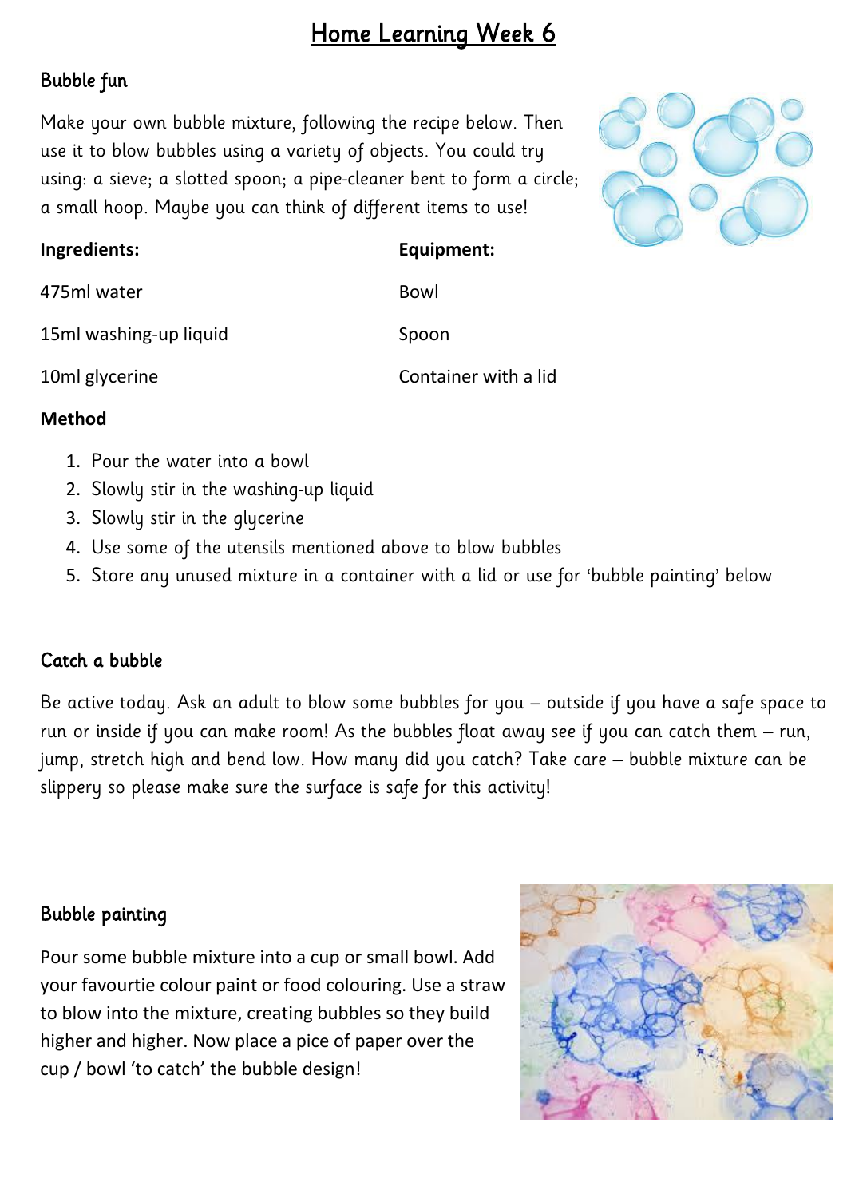# Home Learning Week 6

## Bubble fun

Make your own bubble mixture, following the recipe below. Then use it to blow bubbles using a variety of objects. You could try using: a sieve; a slotted spoon; a pipe-cleaner bent to form a circle; a small hoop. Maybe you can think of different items to use!

| **Ingredients:** | **Equipment:** |
|---|---|
| 475ml water | Bowl |
| 15ml washing-up liquid | Spoon |
| 10ml glycerine | Container with a lid |

**Method**

1. Pour the water into a bowl
2. Slowly stir in the washing-up liquid
3. Slowly stir in the glycerine
4. Use some of the utensils mentioned above to blow bubbles
5. Store any unused mixture in a container with a lid or use for 'bubble painting' below

## Catch a bubble

Be active today. Ask an adult to blow some bubbles for you – outside if you have a safe space to run or inside if you can make room! As the bubbles float away see if you can catch them – run, jump, stretch high and bend low. How many did you catch? Take care – bubble mixture can be slippery so please make sure the surface is safe for this activity!

## Bubble painting

Pour some bubble mixture into a cup or small bowl. Add your favourtie colour paint or food colouring. Use a straw to blow into the mixture, creating bubbles so they build higher and higher. Now place a pice of paper over the cup / bowl 'to catch' the bubble design!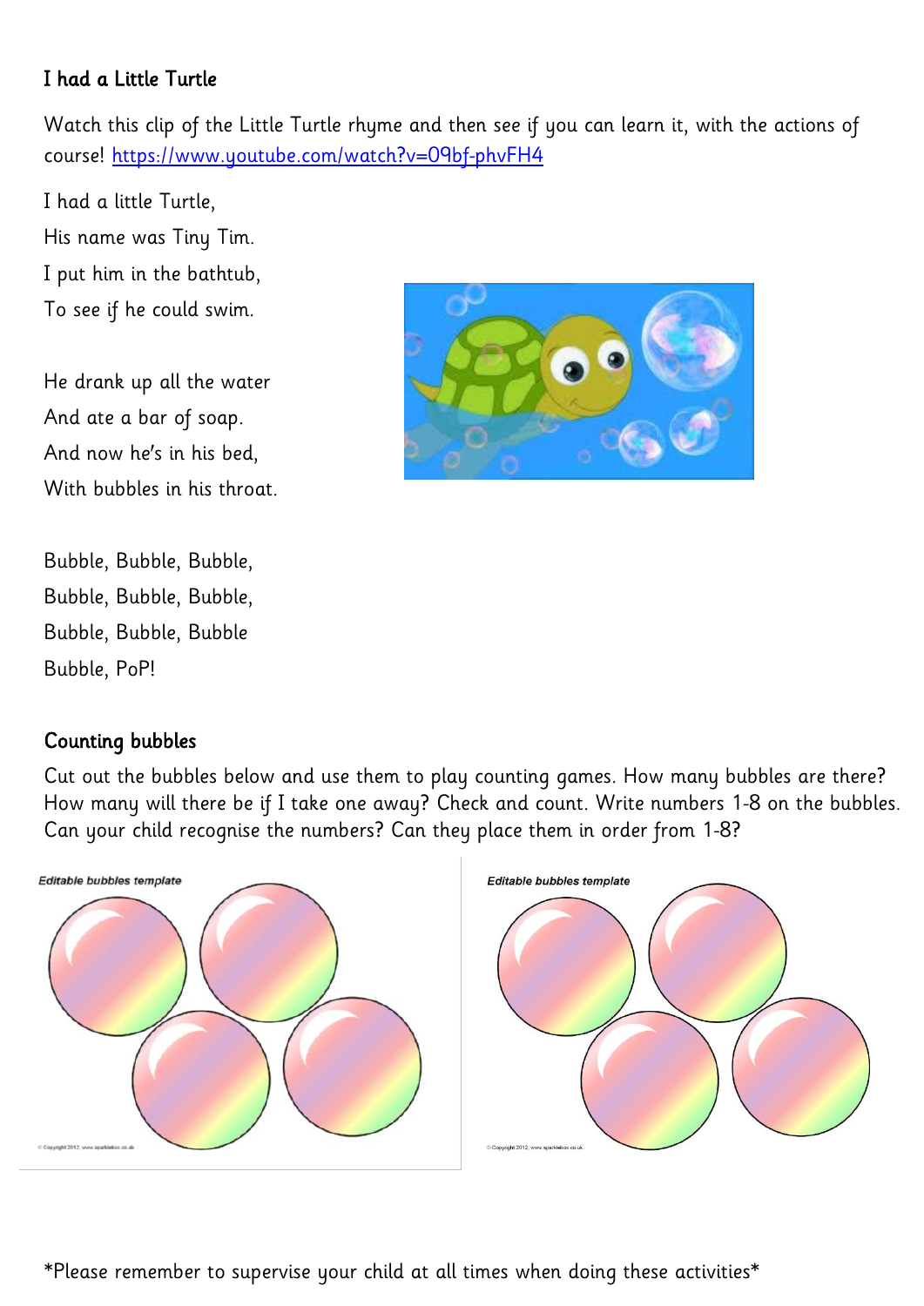## I had a Little Turtle

Watch this clip of the Little Turtle rhyme and then see if you can learn it, with the actions of course! https://www.youtube.com/watch?v=09bf-phvFH4

I had a little Turtle,
His name was Tiny Tim.
I put him in the bathtub,
To see if he could swim.

He drank up all the water
And ate a bar of soap.
And now he's in his bed,
With bubbles in his throat.

Bubble, Bubble, Bubble,
Bubble, Bubble, Bubble,
Bubble, Bubble, Bubble
Bubble, PoP!

## Counting bubbles

Cut out the bubbles below and use them to play counting games. How many bubbles are there? How many will there be if I take one away? Check and count. Write numbers 1-8 on the bubbles. Can your child recognise the numbers? Can they place them in order from 1-8?

Editable bubbles template

Editable bubbles template

*Please remember to supervise your child at all times when doing these activities*